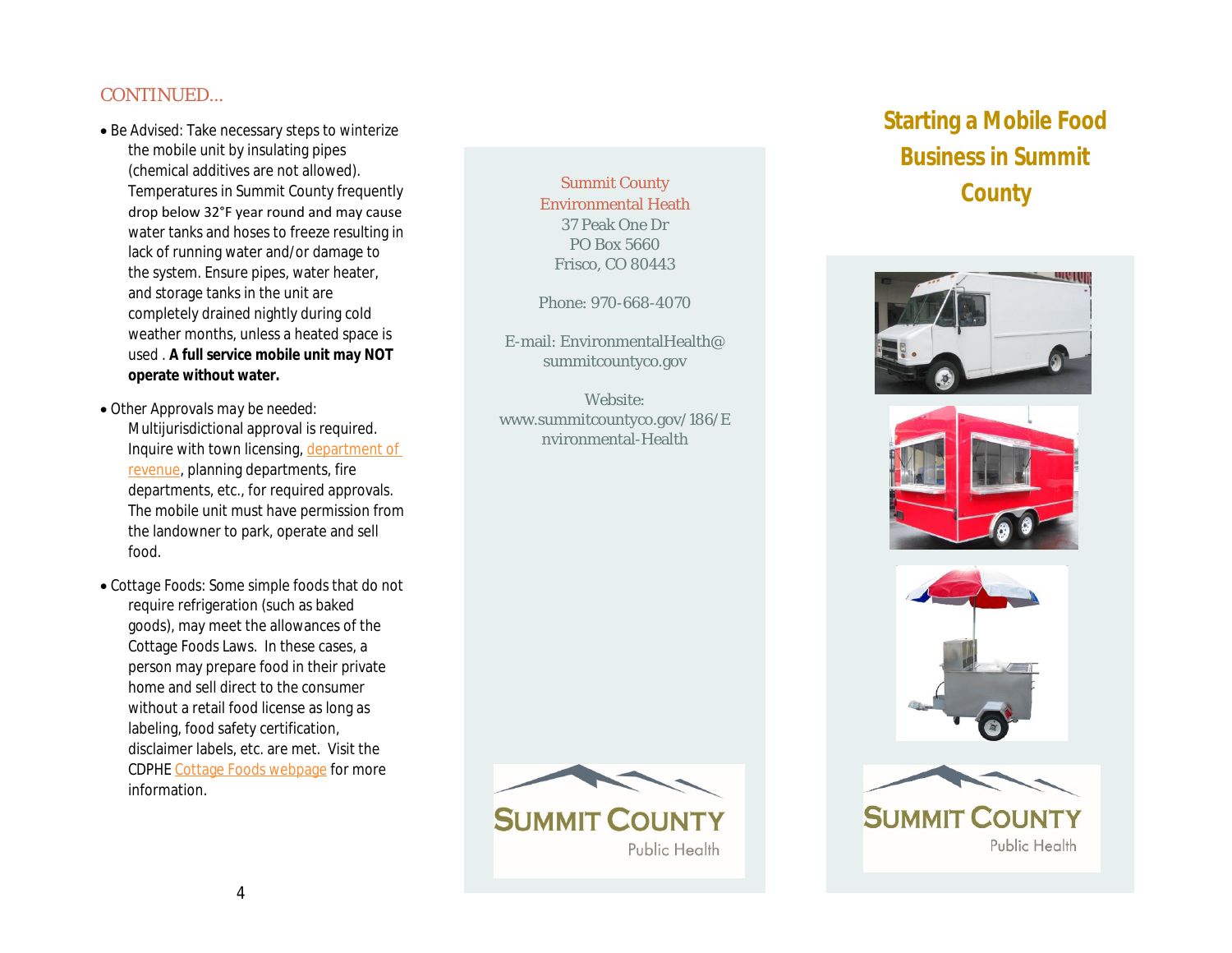CONTINUED...

- Be Advised: Take necessary steps to winterize the mobile unit by insulating pipes (chemical additives are not allowed). Temperatures in Summit County frequently drop below 32°F year round and may cause water tanks and hoses to freeze resulting in lack of running water and/or damage to the system. Ensure pipes, water heater, and storage tanks in the unit are completely drained nightly during cold weather months, unless a heated space is used . **A full service mobile unit may NOT operate without water.**

- Other Approvals may be needed: Multijurisdictional approval is required. Inquire with town licensing, department of revenue, planning departments, fire departments, etc., for required approvals. The mobile unit must have permission from the landowner to park, operate and sell food.

- Cottage Foods: Some simple foods that do not require refrigeration (such as baked goods), may meet the allowances of the Cottage Foods Laws. In these cases, a person may prepare food in their private home and sell direct to the consumer without a retail food license as long as labeling, food safety certification, disclaimer labels, etc. are met. Visit the CDPHE Cottage Foods webpage for more information.

Summit County
Environmental Heath
37 Peak One Dr
PO Box 5660
Frisco, CO 80443

Phone: 970-668-4070

E-mail: EnvironmentalHealth@summitcountyco.gov

Website:
www.summitcountyco.gov/186/Environmental-Health

SUMMIT COUNTY
Public Health

# Starting a Mobile Food Business in Summit County

SUMMIT COUNTY
Public Health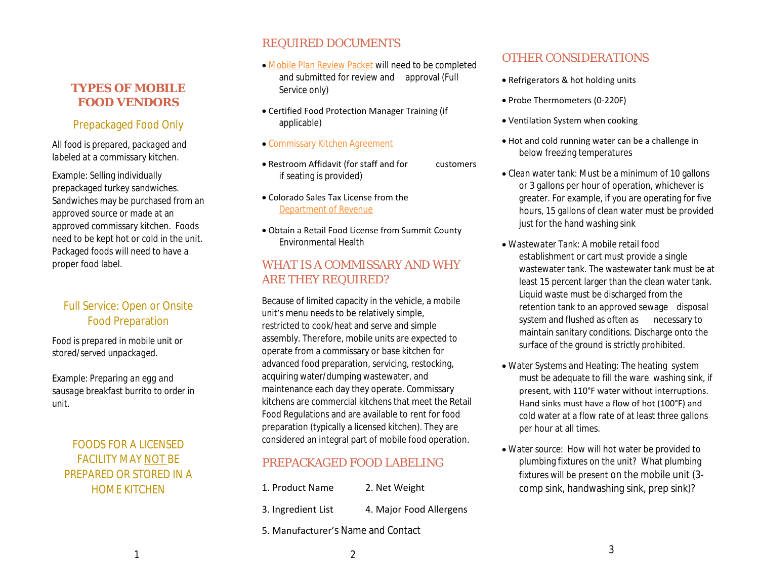## TYPES OF MOBILE FOOD VENDORS

### Prepackaged Food Only

All food is prepared, packaged and labeled at a commissary kitchen.

Example: Selling individually prepackaged turkey sandwiches. Sandwiches may be purchased from an approved source or made at an approved commissary kitchen. Foods need to be kept hot or cold in the unit. Packaged foods will need to have a proper food label.

### Full Service: Open or Onsite Food Preparation

Food is prepared in mobile unit or stored/served unpackaged.

Example: Preparing an egg and sausage breakfast burrito to order in unit.

### FOODS FOR A LICENSED FACILITY MAY NOT BE PREPARED OR STORED IN A HOME KITCHEN

## REQUIRED DOCUMENTS

- Mobile Plan Review Packet will need to be completed and submitted for review and approval (Full Service only)
- Certified Food Protection Manager Training (if applicable)
- Commissary Kitchen Agreement
- Restroom Affidavit (for staff and for customers if seating is provided)
- Colorado Sales Tax License from the Department of Revenue
- Obtain a Retail Food License from Summit County Environmental Health

## WHAT IS A COMMISSARY AND WHY ARE THEY REQUIRED?

Because of limited capacity in the vehicle, a mobile unit's menu needs to be relatively simple, restricted to cook/heat and serve and simple assembly. Therefore, mobile units are expected to operate from a commissary or base kitchen for advanced food preparation, servicing, restocking, acquiring water/dumping wastewater, and maintenance each day they operate. Commissary kitchens are commercial kitchens that meet the Retail Food Regulations and are available to rent for food preparation (typically a licensed kitchen). They are considered an integral part of mobile food operation.

## PREPACKAGED FOOD LABELING

1. Product Name
2. Net Weight
3. Ingredient List
4. Major Food Allergens
5. Manufacturer's Name and Contact

## OTHER CONSIDERATIONS

- Refrigerators & hot holding units
- Probe Thermometers (0-220F)
- Ventilation System when cooking
- Hot and cold running water can be a challenge in below freezing temperatures
- Clean water tank: Must be a minimum of 10 gallons or 3 gallons per hour of operation, whichever is greater. For example, if you are operating for five hours, 15 gallons of clean water must be provided just for the hand washing sink
- Wastewater Tank: A mobile retail food establishment or cart must provide a single wastewater tank. The wastewater tank must be at least 15 percent larger than the clean water tank. Liquid waste must be discharged from the retention tank to an approved sewage disposal system and flushed as often as necessary to maintain sanitary conditions. Discharge onto the surface of the ground is strictly prohibited.
- Water Systems and Heating: The heating system must be adequate to fill the ware washing sink, if present, with 110°F water without interruptions. Hand sinks must have a flow of hot (100°F) and cold water at a flow rate of at least three gallons per hour at all times.
- Water source: How will hot water be provided to plumbing fixtures on the unit? What plumbing fixtures will be present on the mobile unit (3-comp sink, handwashing sink, prep sink)?